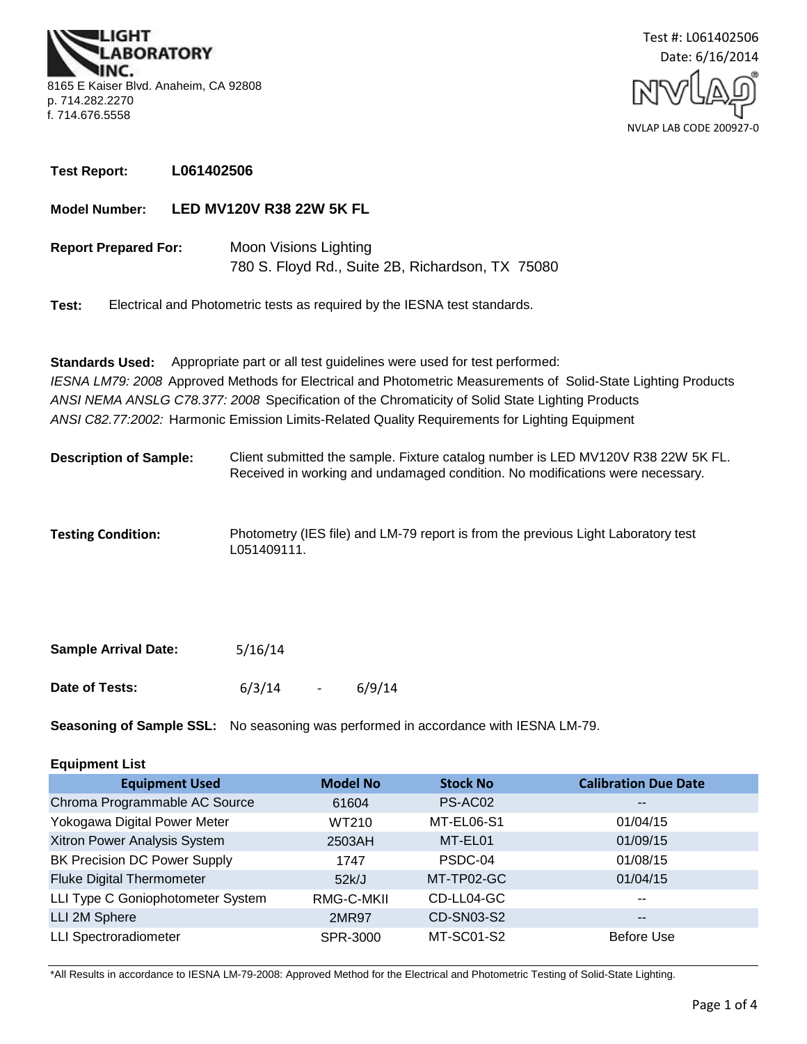LIGHT LABORATORY INC.
8165 E Kaiser Blvd. Anaheim, CA 92808
p. 714.282.2270
f. 714.676.5558

Test #: L061402506
Date: 6/16/2014

NVLAP LAB CODE 200927-0

**Test Report:** **L061402506**

**Model Number:** **LED MV120V R38 22W 5K FL**

**Report Prepared For:** Moon Visions Lighting
780 S. Floyd Rd., Suite 2B, Richardson, TX 75080

**Test:** Electrical and Photometric tests as required by the IESNA test standards.

**Standards Used:** Appropriate part or all test guidelines were used for test performed:
*IESNA LM79: 2008* Approved Methods for Electrical and Photometric Measurements of Solid-State Lighting Products
*ANSI NEMA ANSLG C78.377: 2008* Specification of the Chromaticity of Solid State Lighting Products
*ANSI C82.77:2002:* Harmonic Emission Limits-Related Quality Requirements for Lighting Equipment

**Description of Sample:** Client submitted the sample. Fixture catalog number is LED MV120V R38 22W 5K FL. Received in working and undamaged condition. No modifications were necessary.

**Testing Condition:** Photometry (IES file) and LM-79 report is from the previous Light Laboratory test L051409111.

**Sample Arrival Date:** 5/16/14

**Date of Tests:** 6/3/14 - 6/9/14

**Seasoning of Sample SSL:** No seasoning was performed in accordance with IESNA LM-79.

**Equipment List**

| Equipment Used | Model No | Stock No | Calibration Due Date |
|---|---|---|---|
| Chroma Programmable AC Source | 61604 | PS-AC02 | -- |
| Yokogawa Digital Power Meter | WT210 | MT-EL06-S1 | 01/04/15 |
| Xitron Power Analysis System | 2503AH | MT-EL01 | 01/09/15 |
| BK Precision DC Power Supply | 1747 | PSDC-04 | 01/08/15 |
| Fluke Digital Thermometer | 52k/J | MT-TP02-GC | 01/04/15 |
| LLI Type C Goniophotometer System | RMG-C-MKII | CD-LL04-GC | -- |
| LLI 2M Sphere | 2MR97 | CD-SN03-S2 | -- |
| LLI Spectroradiometer | SPR-3000 | MT-SC01-S2 | Before Use |

*All Results in accordance to IESNA LM-79-2008: Approved Method for the Electrical and Photometric Testing of Solid-State Lighting.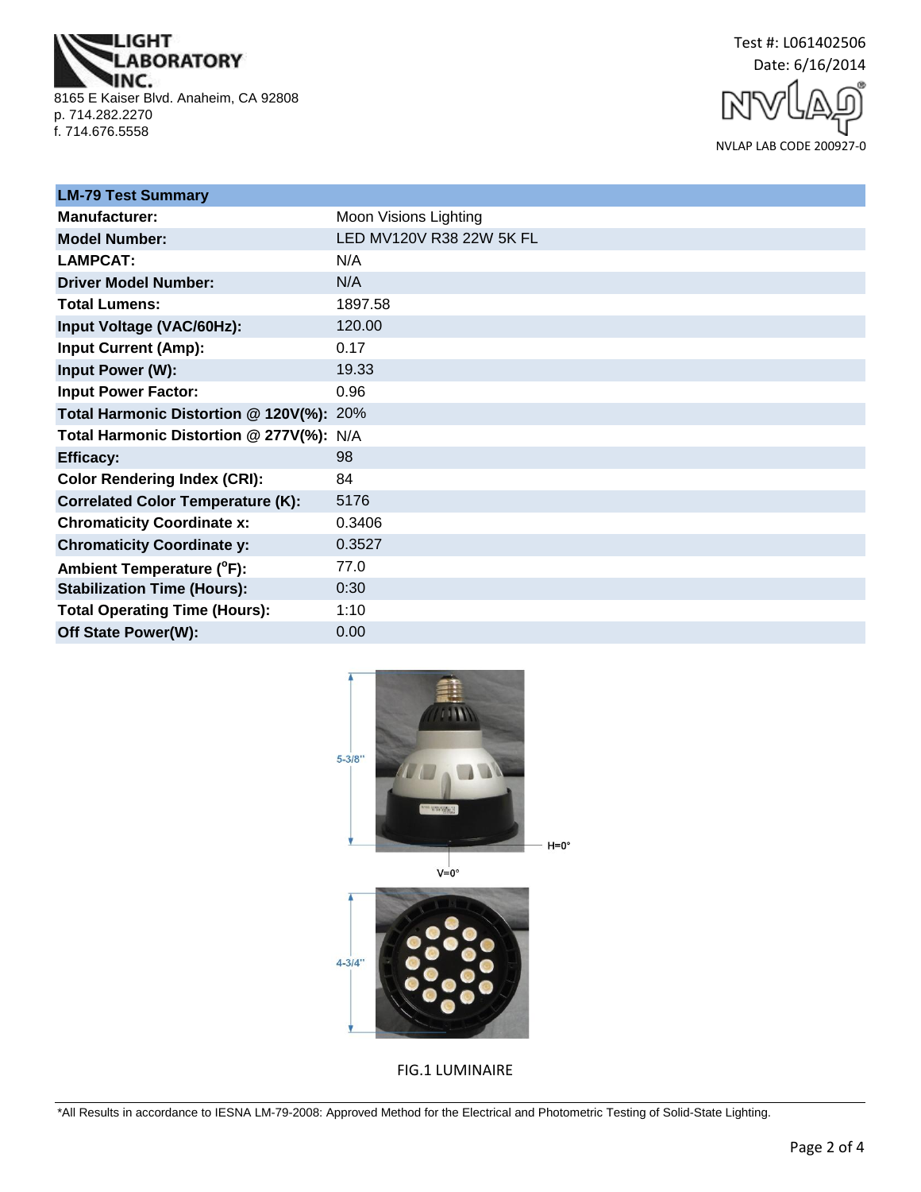LIGHT LABORATORY INC.
8165 E Kaiser Blvd. Anaheim, CA 92808
p. 714.282.2270
f. 714.676.5558

Test #: L061402506
Date: 6/16/2014

NVLAP LAB CODE 200927-0

| LM-79 Test Summary | |
|---|---|
| **Manufacturer:** | Moon Visions Lighting |
| **Model Number:** | LED MV120V R38 22W 5K FL |
| **LAMPCAT:** | N/A |
| **Driver Model Number:** | N/A |
| **Total Lumens:** | 1897.58 |
| **Input Voltage (VAC/60Hz):** | 120.00 |
| **Input Current (Amp):** | 0.17 |
| **Input Power (W):** | 19.33 |
| **Input Power Factor:** | 0.96 |
| **Total Harmonic Distortion @ 120V(%):** | 20% |
| **Total Harmonic Distortion @ 277V(%):** | N/A |
| **Efficacy:** | 98 |
| **Color Rendering Index (CRI):** | 84 |
| **Correlated Color Temperature (K):** | 5176 |
| **Chromaticity Coordinate x:** | 0.3406 |
| **Chromaticity Coordinate y:** | 0.3527 |
| **Ambient Temperature (°F):** | 77.0 |
| **Stabilization Time (Hours):** | 0:30 |
| **Total Operating Time (Hours):** | 1:10 |
| **Off State Power(W):** | 0.00 |

5-3/8"

H=0°

V=0°

4-3/4"

FIG.1 LUMINAIRE

*All Results in accordance to IESNA LM-79-2008: Approved Method for the Electrical and Photometric Testing of Solid-State Lighting.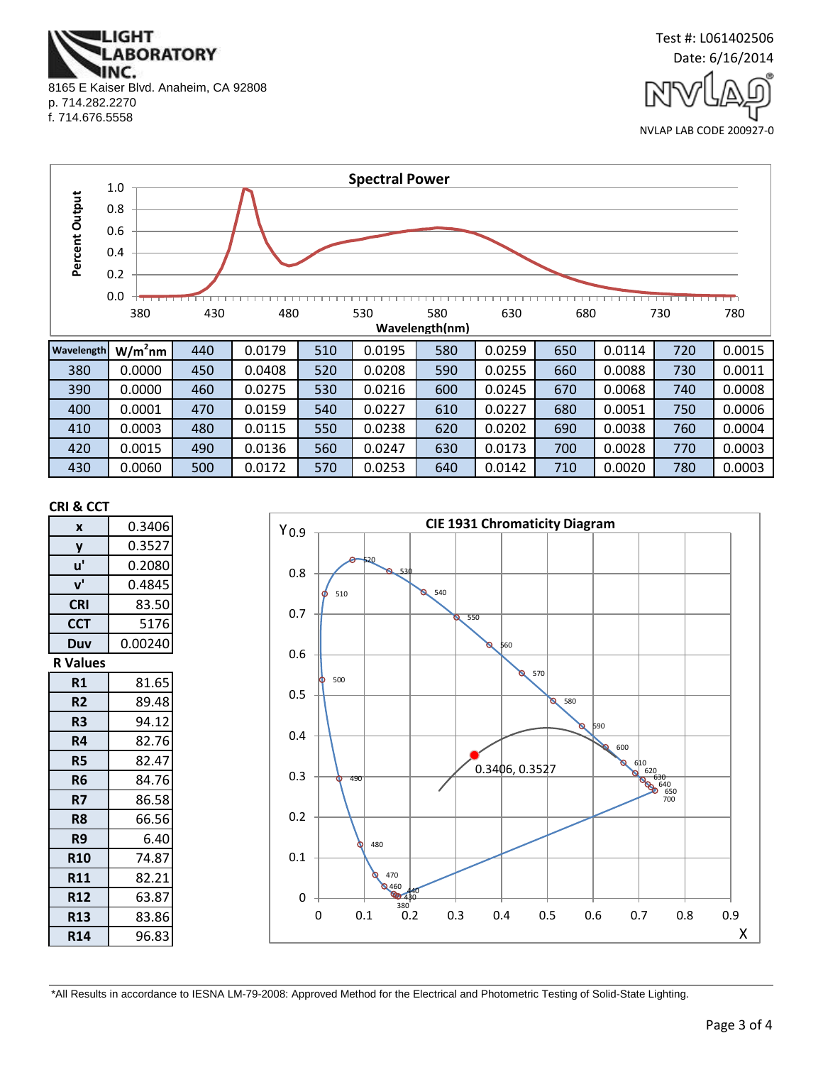LIGHT LABORATORY INC.
8165 E Kaiser Blvd. Anaheim, CA 92808
p. 714.282.2270
f. 714.676.5558

Test #: L061402506
Date: 6/16/2014

NVLAP LAB CODE 200927-0

## Spectral Power

| Wavelength | W/m²nm | | | | | | | | | | |
|---|---|---|---|---|---|---|---|---|---|---|---|
| | | 440 | 0.0179 | 510 | 0.0195 | 580 | 0.0259 | 650 | 0.0114 | 720 | 0.0015 |
| 380 | 0.0000 | 450 | 0.0408 | 520 | 0.0208 | 590 | 0.0255 | 660 | 0.0088 | 730 | 0.0011 |
| 390 | 0.0000 | 460 | 0.0275 | 530 | 0.0216 | 600 | 0.0245 | 670 | 0.0068 | 740 | 0.0008 |
| 400 | 0.0001 | 470 | 0.0159 | 540 | 0.0227 | 610 | 0.0227 | 680 | 0.0051 | 750 | 0.0006 |
| 410 | 0.0003 | 480 | 0.0115 | 550 | 0.0238 | 620 | 0.0202 | 690 | 0.0038 | 760 | 0.0004 |
| 420 | 0.0015 | 490 | 0.0136 | 560 | 0.0247 | 630 | 0.0173 | 700 | 0.0028 | 770 | 0.0003 |
| 430 | 0.0060 | 500 | 0.0172 | 570 | 0.0253 | 640 | 0.0142 | 710 | 0.0020 | 780 | 0.0003 |

## CRI & CCT

| | |
|---|---|
| x | 0.3406 |
| y | 0.3527 |
| u' | 0.2080 |
| v' | 0.4845 |
| CRI | 83.50 |
| CCT | 5176 |
| Duv | 0.00240 |

### R Values

| | |
|---|---|
| R1 | 81.65 |
| R2 | 89.48 |
| R3 | 94.12 |
| R4 | 82.76 |
| R5 | 82.47 |
| R6 | 84.76 |
| R7 | 86.58 |
| R8 | 66.56 |
| R9 | 6.40 |
| R10 | 74.87 |
| R11 | 82.21 |
| R12 | 63.87 |
| R13 | 83.86 |
| R14 | 96.83 |

## CIE 1931 Chromaticity Diagram

0.3406, 0.3527

*All Results in accordance to IESNA LM-79-2008: Approved Method for the Electrical and Photometric Testing of Solid-State Lighting.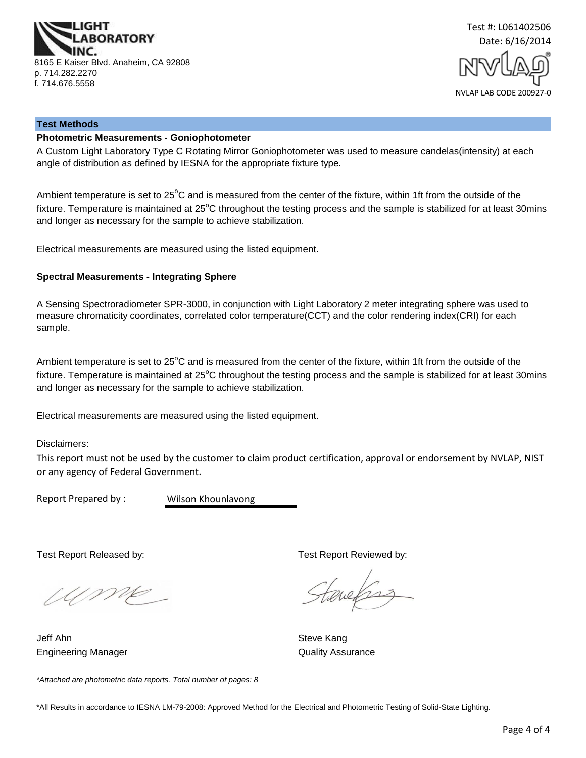LIGHT LABORATORY INC.
8165 E Kaiser Blvd. Anaheim, CA 92808
p. 714.282.2270
f. 714.676.5558

Test #: L061402506
Date: 6/16/2014

NVLAP LAB CODE 200927-0

## Test Methods

### Photometric Measurements - Goniophotometer

A Custom Light Laboratory Type C Rotating Mirror Goniophotometer was used to measure candelas(intensity) at each angle of distribution as defined by IESNA for the appropriate fixture type.

Ambient temperature is set to 25°C and is measured from the center of the fixture, within 1ft from the outside of the fixture. Temperature is maintained at 25°C throughout the testing process and the sample is stabilized for at least 30mins and longer as necessary for the sample to achieve stabilization.

Electrical measurements are measured using the listed equipment.

### Spectral Measurements - Integrating Sphere

A Sensing Spectroradiometer SPR-3000, in conjunction with Light Laboratory 2 meter integrating sphere was used to measure chromaticity coordinates, correlated color temperature(CCT) and the color rendering index(CRI) for each sample.

Ambient temperature is set to 25°C and is measured from the center of the fixture, within 1ft from the outside of the fixture. Temperature is maintained at 25°C throughout the testing process and the sample is stabilized for at least 30mins and longer as necessary for the sample to achieve stabilization.

Electrical measurements are measured using the listed equipment.

Disclaimers:

This report must not be used by the customer to claim product certification, approval or endorsement by NVLAP, NIST or any agency of Federal Government.

Report Prepared by : Wilson Khounlavong

Test Report Released by:

Jeff Ahn
Engineering Manager

Test Report Reviewed by:

Steve Kang
Quality Assurance

*\*Attached are photometric data reports. Total number of pages: 8*

\*All Results in accordance to IESNA LM-79-2008: Approved Method for the Electrical and Photometric Testing of Solid-State Lighting.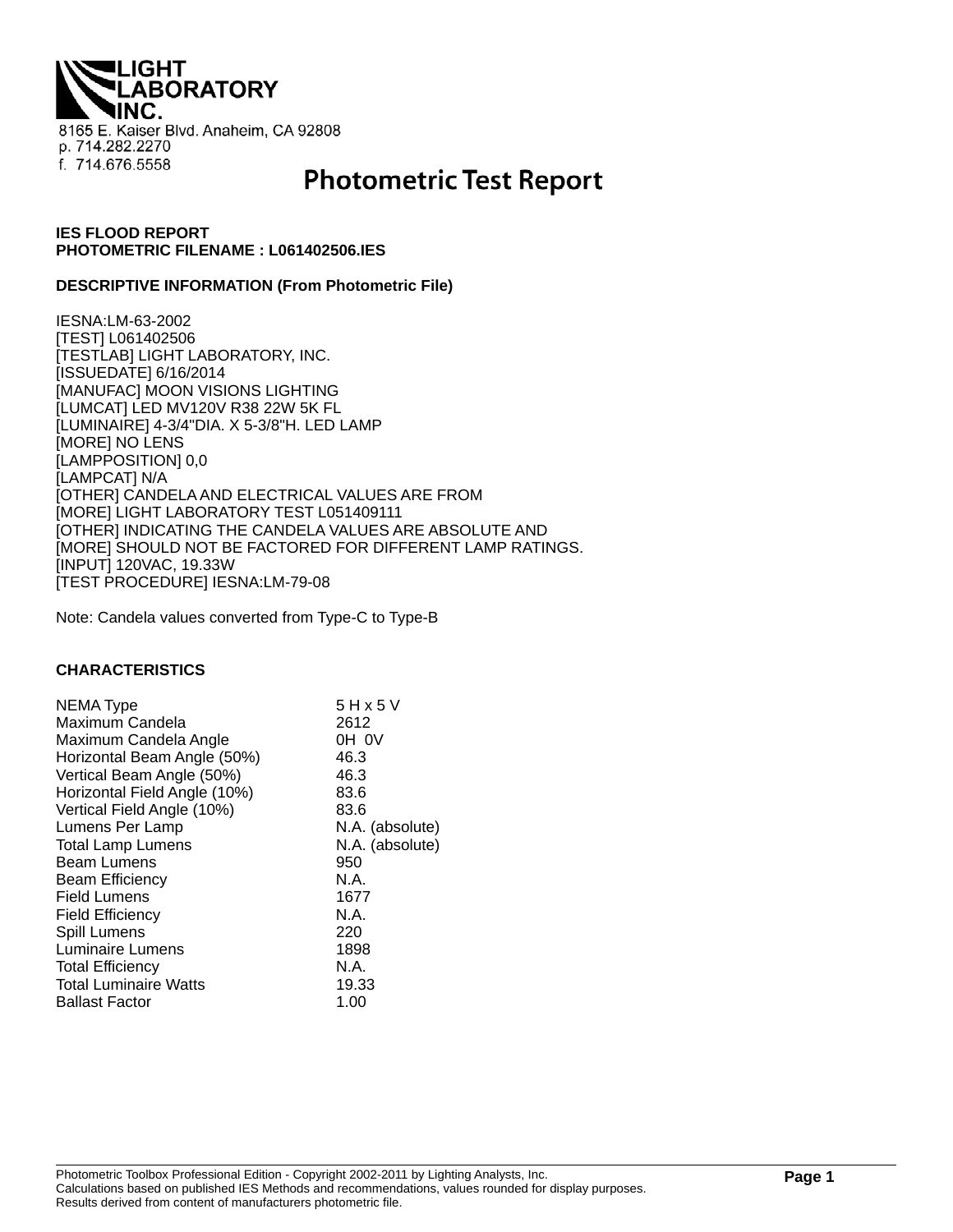LIGHT LABORATORY INC.

8165 E. Kaiser Blvd. Anaheim, CA 92808
p. 714.282.2270
f. 714.676.5558

# Photometric Test Report

**IES FLOOD REPORT**
**PHOTOMETRIC FILENAME : L061402506.IES**

**DESCRIPTIVE INFORMATION (From Photometric File)**

IESNA:LM-63-2002
[TEST] L061402506
[TESTLAB] LIGHT LABORATORY, INC.
[ISSUEDATE] 6/16/2014
[MANUFAC] MOON VISIONS LIGHTING
[LUMCAT] LED MV120V R38 22W 5K FL
[LUMINAIRE] 4-3/4"DIA. X 5-3/8"H. LED LAMP
[MORE] NO LENS
[LAMPPOSITION] 0,0
[LAMPCAT] N/A
[OTHER] CANDELA AND ELECTRICAL VALUES ARE FROM
[MORE] LIGHT LABORATORY TEST L051409111
[OTHER] INDICATING THE CANDELA VALUES ARE ABSOLUTE AND
[MORE] SHOULD NOT BE FACTORED FOR DIFFERENT LAMP RATINGS.
[INPUT] 120VAC, 19.33W
[TEST PROCEDURE] IESNA:LM-79-08

Note: Candela values converted from Type-C to Type-B

**CHARACTERISTICS**

| | |
|---|---|
| NEMA Type | 5 H x 5 V |
| Maximum Candela | 2612 |
| Maximum Candela Angle | 0H 0V |
| Horizontal Beam Angle (50%) | 46.3 |
| Vertical Beam Angle (50%) | 46.3 |
| Horizontal Field Angle (10%) | 83.6 |
| Vertical Field Angle (10%) | 83.6 |
| Lumens Per Lamp | N.A. (absolute) |
| Total Lamp Lumens | N.A. (absolute) |
| Beam Lumens | 950 |
| Beam Efficiency | N.A. |
| Field Lumens | 1677 |
| Field Efficiency | N.A. |
| Spill Lumens | 220 |
| Luminaire Lumens | 1898 |
| Total Efficiency | N.A. |
| Total Luminaire Watts | 19.33 |
| Ballast Factor | 1.00 |

Photometric Toolbox Professional Edition - Copyright 2002-2011 by Lighting Analysts, Inc.
Calculations based on published IES Methods and recommendations, values rounded for display purposes.
Results derived from content of manufacturers photometric file.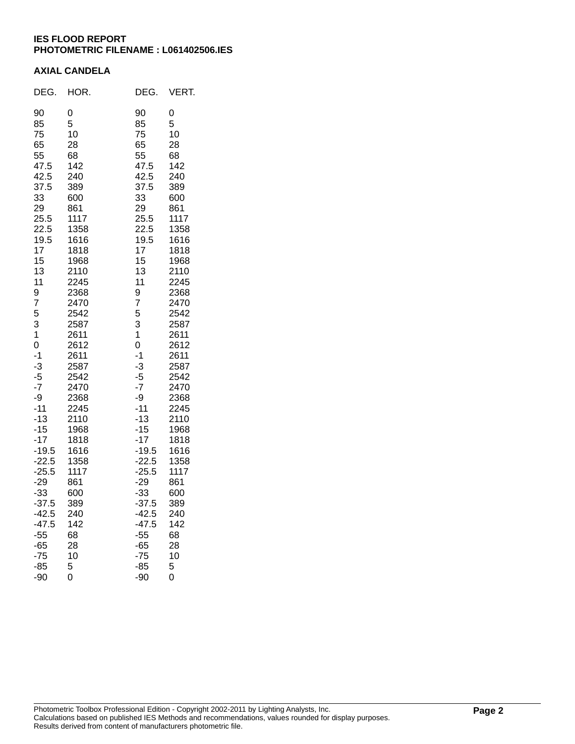**IES FLOOD REPORT**
**PHOTOMETRIC FILENAME : L061402506.IES**

**AXIAL CANDELA**

| DEG. | HOR. | DEG. | VERT. |
|---|---|---|---|
| 90 | 0 | 90 | 0 |
| 85 | 5 | 85 | 5 |
| 75 | 10 | 75 | 10 |
| 65 | 28 | 65 | 28 |
| 55 | 68 | 55 | 68 |
| 47.5 | 142 | 47.5 | 142 |
| 42.5 | 240 | 42.5 | 240 |
| 37.5 | 389 | 37.5 | 389 |
| 33 | 600 | 33 | 600 |
| 29 | 861 | 29 | 861 |
| 25.5 | 1117 | 25.5 | 1117 |
| 22.5 | 1358 | 22.5 | 1358 |
| 19.5 | 1616 | 19.5 | 1616 |
| 17 | 1818 | 17 | 1818 |
| 15 | 1968 | 15 | 1968 |
| 13 | 2110 | 13 | 2110 |
| 11 | 2245 | 11 | 2245 |
| 9 | 2368 | 9 | 2368 |
| 7 | 2470 | 7 | 2470 |
| 5 | 2542 | 5 | 2542 |
| 3 | 2587 | 3 | 2587 |
| 1 | 2611 | 1 | 2611 |
| 0 | 2612 | 0 | 2612 |
| -1 | 2611 | -1 | 2611 |
| -3 | 2587 | -3 | 2587 |
| -5 | 2542 | -5 | 2542 |
| -7 | 2470 | -7 | 2470 |
| -9 | 2368 | -9 | 2368 |
| -11 | 2245 | -11 | 2245 |
| -13 | 2110 | -13 | 2110 |
| -15 | 1968 | -15 | 1968 |
| -17 | 1818 | -17 | 1818 |
| -19.5 | 1616 | -19.5 | 1616 |
| -22.5 | 1358 | -22.5 | 1358 |
| -25.5 | 1117 | -25.5 | 1117 |
| -29 | 861 | -29 | 861 |
| -33 | 600 | -33 | 600 |
| -37.5 | 389 | -37.5 | 389 |
| -42.5 | 240 | -42.5 | 240 |
| -47.5 | 142 | -47.5 | 142 |
| -55 | 68 | -55 | 68 |
| -65 | 28 | -65 | 28 |
| -75 | 10 | -75 | 10 |
| -85 | 5 | -85 | 5 |
| -90 | 0 | -90 | 0 |

Photometric Toolbox Professional Edition - Copyright 2002-2011 by Lighting Analysts, Inc.
Calculations based on published IES Methods and recommendations, values rounded for display purposes.
Results derived from content of manufacturers photometric file.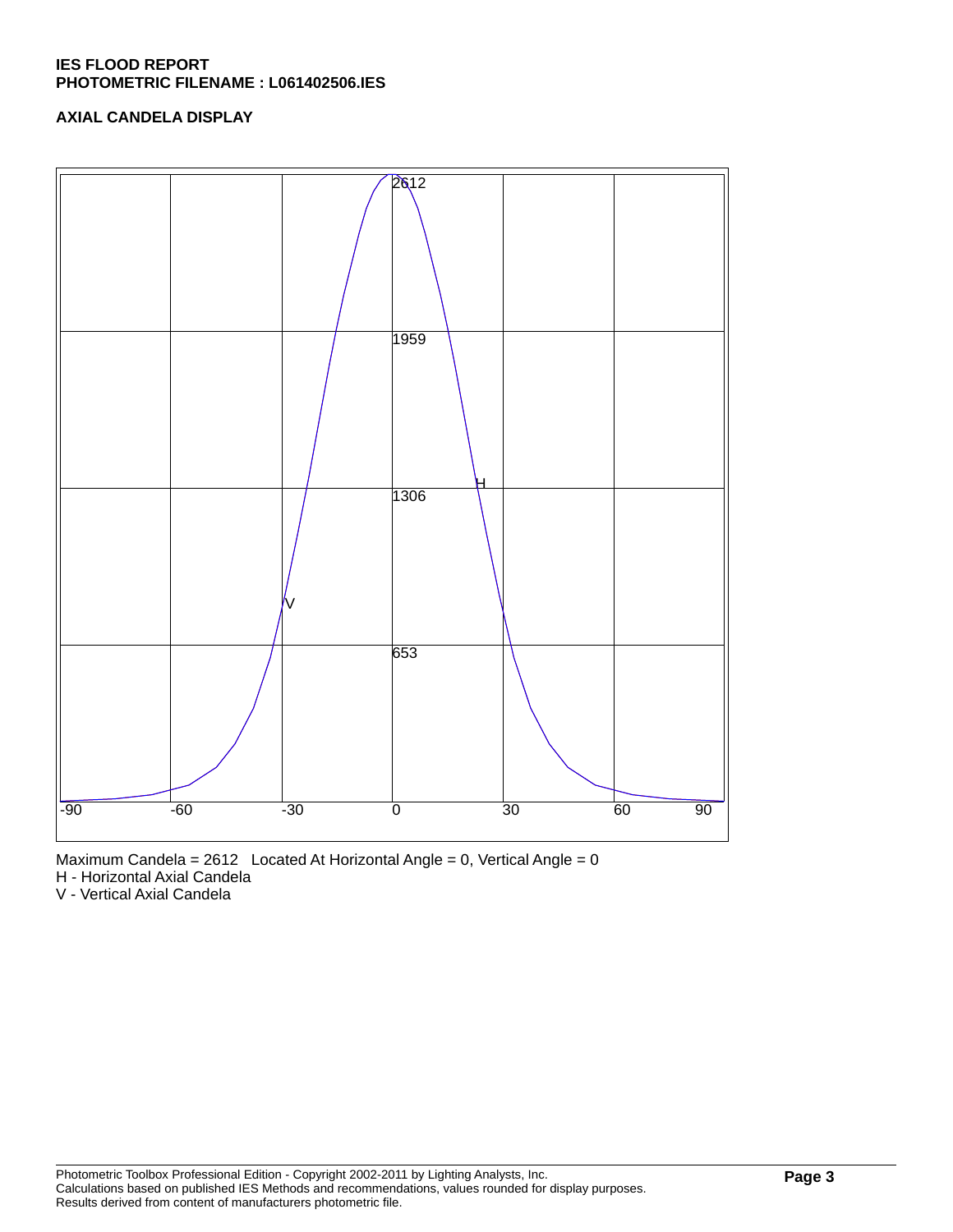**IES FLOOD REPORT**
**PHOTOMETRIC FILENAME : L061402506.IES**

**AXIAL CANDELA DISPLAY**

Maximum Candela = 2612   Located At Horizontal Angle = 0, Vertical Angle = 0
H - Horizontal Axial Candela
V - Vertical Axial Candela

Photometric Toolbox Professional Edition - Copyright 2002-2011 by Lighting Analysts, Inc.
Calculations based on published IES Methods and recommendations, values rounded for display purposes.
Results derived from content of manufacturers photometric file.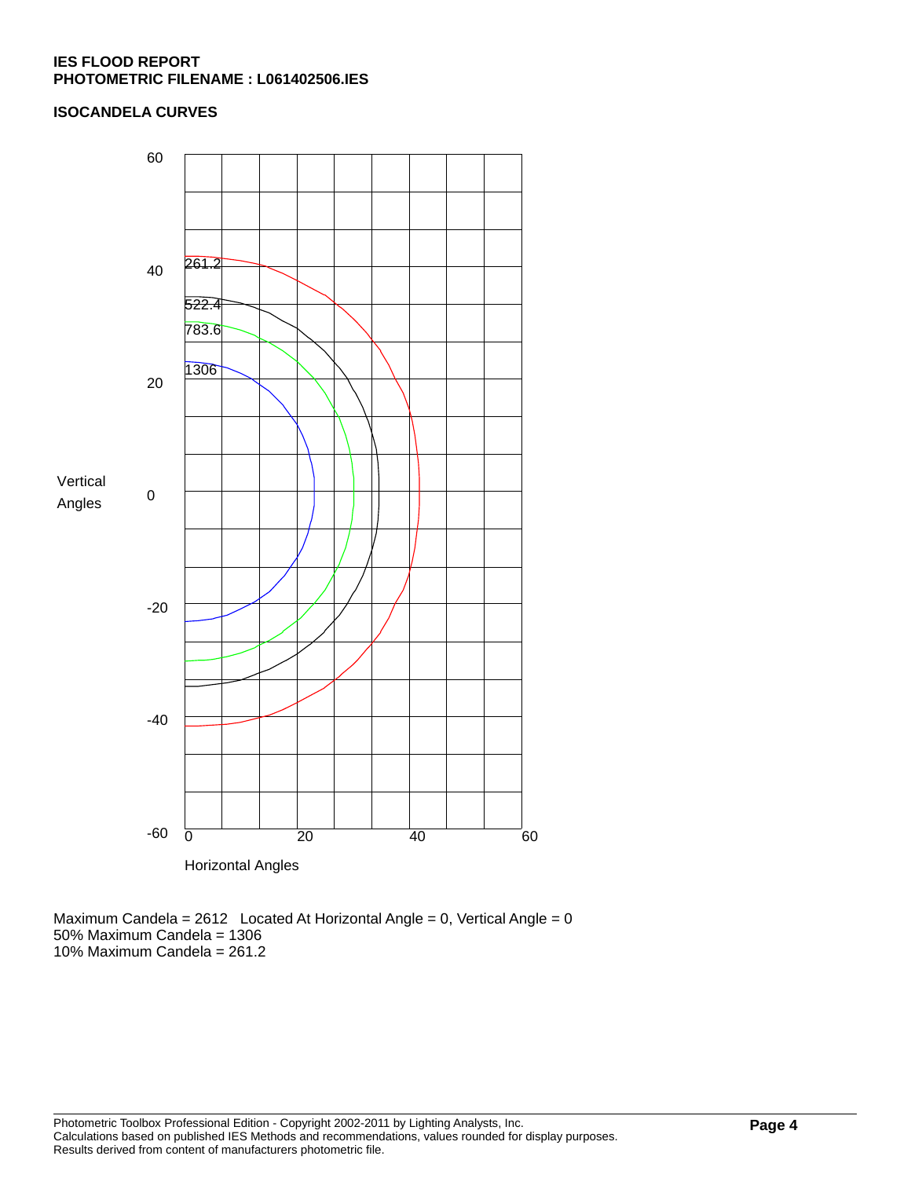**IES FLOOD REPORT**
**PHOTOMETRIC FILENAME : L061402506.IES**

**ISOCANDELA CURVES**

60
40
20
0
-20
-40
-60

Vertical Angles

261.2
522.4
783.6
1306

0
20
40
60

Horizontal Angles

Maximum Candela = 2612 Located At Horizontal Angle = 0, Vertical Angle = 0
50% Maximum Candela = 1306
10% Maximum Candela = 261.2

Photometric Toolbox Professional Edition - Copyright 2002-2011 by Lighting Analysts, Inc.
Calculations based on published IES Methods and recommendations, values rounded for display purposes.
Results derived from content of manufacturers photometric file.